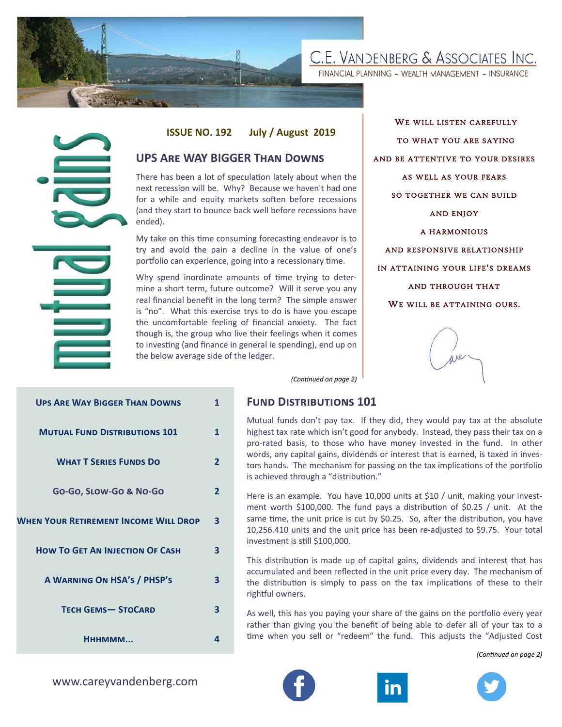# C.E. Vandenberg & Associates Inc.

FINANCIAL PLANNING - WEALTH MANAGEMENT - INSURANCE

**mutual gains**

**ISSUE NO. 192 July / August 2019**

## UPS ARE WAY BIGGER THAN DOWNS

There has been a lot of speculation lately about when the next recession will be. Why? Because we haven't had one for a while and equity markets soften before recessions (and they start to bounce back well before recessions have ended).

My take on this time consuming forecasting endeavor is to try and avoid the pain a decline in the value of one's portfolio can experience, going into a recessionary time.

Why spend inordinate amounts of time trying to determine a short term, future outcome? Will it serve you any real financial benefit in the long term? The simple answer is "no". What this exercise trys to do is have you escape the uncomfortable feeling of financial anxiety. The fact though is, the group who live their feelings when it comes to investing (and finance in general ie spending), end up on the below average side of the ledger.

*(Continued on page 2)*

WE WILL LISTEN CAREFULLY
TO WHAT YOU ARE SAYING
AND BE ATTENTIVE TO YOUR DESIRES
AS WELL AS YOUR FEARS
SO TOGETHER WE CAN BUILD
AND ENJOY
A HARMONIOUS
AND RESPONSIVE RELATIONSHIP
IN ATTAINING YOUR LIFE'S DREAMS
AND THROUGH THAT
WE WILL BE ATTAINING OURS.

| | |
|---|---|
| UPS ARE WAY BIGGER THAN DOWNS | 1 |
| MUTUAL FUND DISTRIBUTIONS 101 | 1 |
| WHAT T SERIES FUNDS DO | 2 |
| GO-GO, SLOW-GO & NO-GO | 2 |
| WHEN YOUR RETIREMENT INCOME WILL DROP | 3 |
| HOW TO GET AN INJECTION OF CASH | 3 |
| A WARNING ON HSA'S / PHSP'S | 3 |
| TECH GEMS— STOCARD | 3 |
| HHHMMM... | 4 |

## FUND DISTRIBUTIONS 101

Mutual funds don't pay tax. If they did, they would pay tax at the absolute highest tax rate which isn't good for anybody. Instead, they pass their tax on a pro-rated basis, to those who have money invested in the fund. In other words, any capital gains, dividends or interest that is earned, is taxed in investors hands. The mechanism for passing on the tax implications of the portfolio is achieved through a "distribution."

Here is an example. You have 10,000 units at $10 / unit, making your investment worth $100,000. The fund pays a distribution of $0.25 / unit. At the same time, the unit price is cut by $0.25. So, after the distribution, you have 10,256.410 units and the unit price has been re-adjusted to $9.75. Your total investment is still $100,000.

This distribution is made up of capital gains, dividends and interest that has accumulated and been reflected in the unit price every day. The mechanism of the distribution is simply to pass on the tax implications of these to their rightful owners.

As well, this has you paying your share of the gains on the portfolio every year rather than giving you the benefit of being able to defer all of your tax to a time when you sell or "redeem" the fund. This adjusts the "Adjusted Cost

*(Continued on page 2)*

www.careyvandenberg.com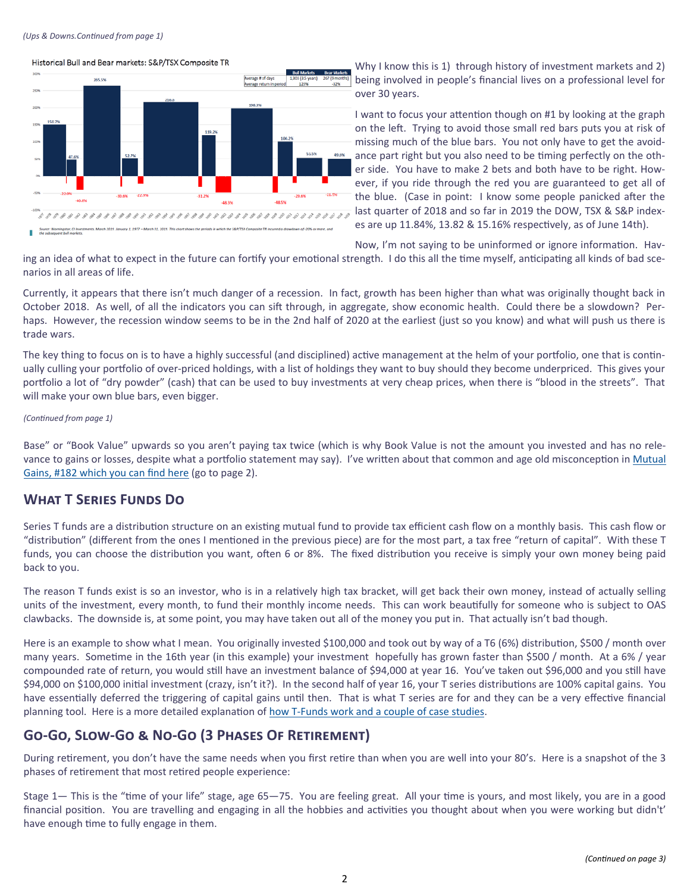*(Ups & Downs.Continued from page 1)*

Historical Bull and Bear markets: S&P/TSX Composite TR

| | Bull Markets | Bear Markets |
|---|---|---|
| Average # of days | 1,303 (3.5 years) | 267 (9 months) |
| Average return in period | 123% | -32% |

Source: Morningstar, CI Investments. March 2019. January 1, 1977 – March 31, 2019. This chart shows the periods in which the S&P/TSX Composite TR incurred a drawdown of -20% or more, and the subsequent bull markets.

Why I know this is 1) through history of investment markets and 2) being involved in people's financial lives on a professional level for over 30 years.

I want to focus your attention though on #1 by looking at the graph on the left. Trying to avoid those small red bars puts you at risk of missing much of the blue bars. You not only have to get the avoidance part right but you also need to be timing perfectly on the other side. You have to make 2 bets and both have to be right. However, if you ride through the red you are guaranteed to get all of the blue. (Case in point: I know some people panicked after the last quarter of 2018 and so far in 2019 the DOW, TSX & S&P indexes are up 11.84%, 13.82 & 15.16% respectively, as of June 14th).

Now, I'm not saying to be uninformed or ignore information. Having an idea of what to expect in the future can fortify your emotional strength. I do this all the time myself, anticipating all kinds of bad scenarios in all areas of life.

Currently, it appears that there isn't much danger of a recession. In fact, growth has been higher than what was originally thought back in October 2018. As well, of all the indicators you can sift through, in aggregate, show economic health. Could there be a slowdown? Perhaps. However, the recession window seems to be in the 2nd half of 2020 at the earliest (just so you know) and what will push us there is trade wars.

The key thing to focus on is to have a highly successful (and disciplined) active management at the helm of your portfolio, one that is continually culling your portfolio of over-priced holdings, with a list of holdings they want to buy should they become underpriced. This gives your portfolio a lot of "dry powder" (cash) that can be used to buy investments at very cheap prices, when there is "blood in the streets". That will make your own blue bars, even bigger.

*(Continued from page 1)*

Base" or "Book Value" upwards so you aren't paying tax twice (which is why Book Value is not the amount you invested and has no relevance to gains or losses, despite what a portfolio statement may say). I've written about that common and age old misconception in [Mutual Gains, #182 which you can find here]() (go to page 2).

## What T Series Funds Do

Series T funds are a distribution structure on an existing mutual fund to provide tax efficient cash flow on a monthly basis. This cash flow or "distribution" (different from the ones I mentioned in the previous piece) are for the most part, a tax free "return of capital". With these T funds, you can choose the distribution you want, often 6 or 8%. The fixed distribution you receive is simply your own money being paid back to you.

The reason T funds exist is so an investor, who is in a relatively high tax bracket, will get back their own money, instead of actually selling units of the investment, every month, to fund their monthly income needs. This can work beautifully for someone who is subject to OAS clawbacks. The downside is, at some point, you may have taken out all of the money you put in. That actually isn't bad though.

Here is an example to show what I mean. You originally invested $100,000 and took out by way of a T6 (6%) distribution, $500 / month over many years. Sometime in the 16th year (in this example) your investment hopefully has grown faster than $500 / month. At a 6% / year compounded rate of return, you would still have an investment balance of $94,000 at year 16. You've taken out $96,000 and you still have $94,000 on $100,000 initial investment (crazy, isn't it?). In the second half of year 16, your T series distributions are 100% capital gains. You have essentially deferred the triggering of capital gains until then. That is what T series are for and they can be a very effective financial planning tool. Here is a more detailed explanation of [how T-Funds work and a couple of case studies]().

## Go-Go, Slow-Go & No-Go (3 Phases Of Retirement)

During retirement, you don't have the same needs when you first retire than when you are well into your 80's. Here is a snapshot of the 3 phases of retirement that most retired people experience:

Stage 1— This is the "time of your life" stage, age 65—75. You are feeling great. All your time is yours, and most likely, you are in a good financial position. You are travelling and engaging in all the hobbies and activities you thought about when you were working but didn't' have enough time to fully engage in them.

*(Continued on page 3)*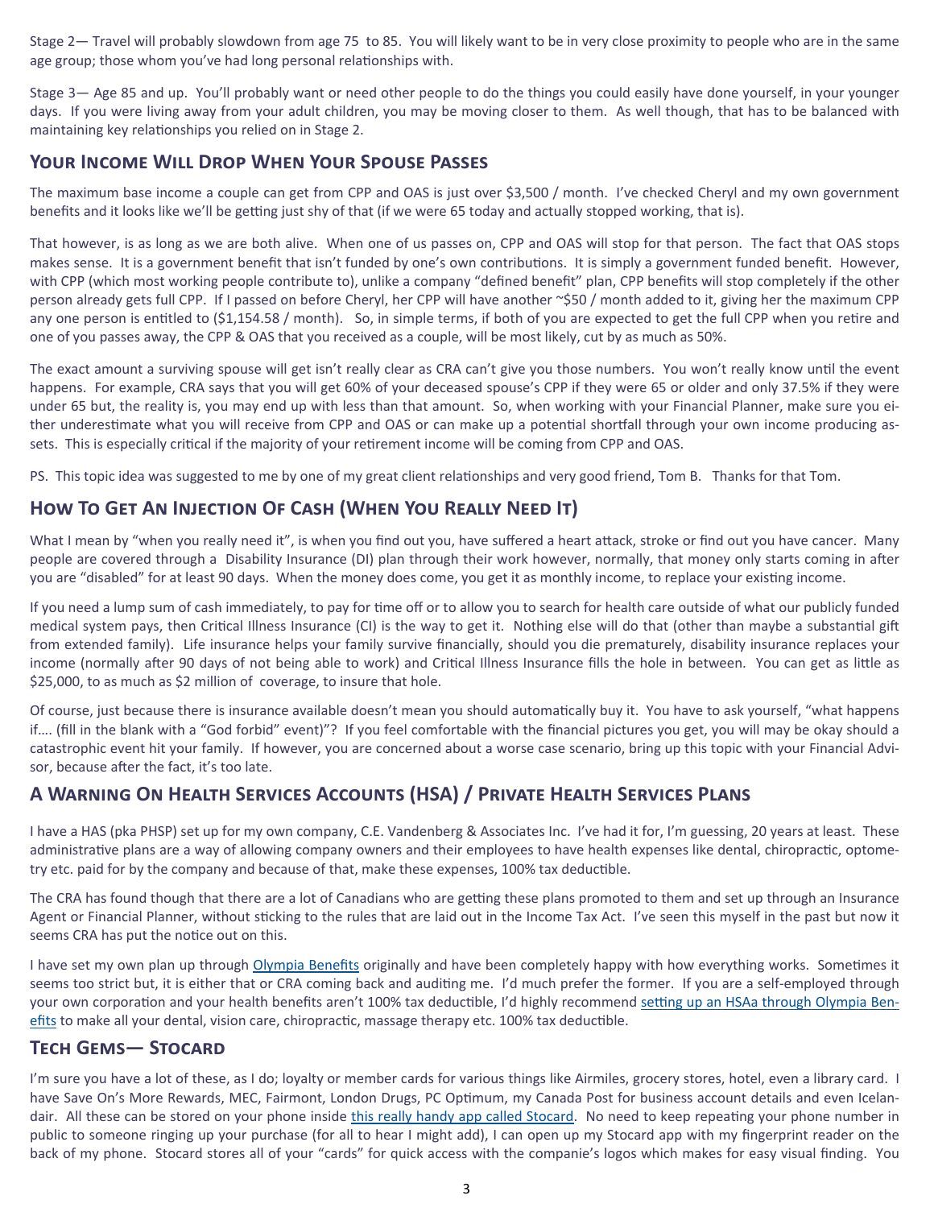Stage 2— Travel will probably slowdown from age 75 to 85. You will likely want to be in very close proximity to people who are in the same age group; those whom you've had long personal relationships with.

Stage 3— Age 85 and up. You'll probably want or need other people to do the things you could easily have done yourself, in your younger days. If you were living away from your adult children, you may be moving closer to them. As well though, that has to be balanced with maintaining key relationships you relied on in Stage 2.

## Your Income Will Drop When Your Spouse Passes

The maximum base income a couple can get from CPP and OAS is just over $3,500 / month. I've checked Cheryl and my own government benefits and it looks like we'll be getting just shy of that (if we were 65 today and actually stopped working, that is).

That however, is as long as we are both alive. When one of us passes on, CPP and OAS will stop for that person. The fact that OAS stops makes sense. It is a government benefit that isn't funded by one's own contributions. It is simply a government funded benefit. However, with CPP (which most working people contribute to), unlike a company "defined benefit" plan, CPP benefits will stop completely if the other person already gets full CPP. If I passed on before Cheryl, her CPP will have another ~$50 / month added to it, giving her the maximum CPP any one person is entitled to ($1,154.58 / month). So, in simple terms, if both of you are expected to get the full CPP when you retire and one of you passes away, the CPP & OAS that you received as a couple, will be most likely, cut by as much as 50%.

The exact amount a surviving spouse will get isn't really clear as CRA can't give you those numbers. You won't really know until the event happens. For example, CRA says that you will get 60% of your deceased spouse's CPP if they were 65 or older and only 37.5% if they were under 65 but, the reality is, you may end up with less than that amount. So, when working with your Financial Planner, make sure you either underestimate what you will receive from CPP and OAS or can make up a potential shortfall through your own income producing assets. This is especially critical if the majority of your retirement income will be coming from CPP and OAS.

PS. This topic idea was suggested to me by one of my great client relationships and very good friend, Tom B. Thanks for that Tom.

## How To Get An Injection Of Cash (When You Really Need It)

What I mean by "when you really need it", is when you find out you, have suffered a heart attack, stroke or find out you have cancer. Many people are covered through a Disability Insurance (DI) plan through their work however, normally, that money only starts coming in after you are "disabled" for at least 90 days. When the money does come, you get it as monthly income, to replace your existing income.

If you need a lump sum of cash immediately, to pay for time off or to allow you to search for health care outside of what our publicly funded medical system pays, then Critical Illness Insurance (CI) is the way to get it. Nothing else will do that (other than maybe a substantial gift from extended family). Life insurance helps your family survive financially, should you die prematurely, disability insurance replaces your income (normally after 90 days of not being able to work) and Critical Illness Insurance fills the hole in between. You can get as little as $25,000, to as much as $2 million of coverage, to insure that hole.

Of course, just because there is insurance available doesn't mean you should automatically buy it. You have to ask yourself, "what happens if…. (fill in the blank with a "God forbid" event)"? If you feel comfortable with the financial pictures you get, you will may be okay should a catastrophic event hit your family. If however, you are concerned about a worse case scenario, bring up this topic with your Financial Advisor, because after the fact, it's too late.

## A Warning On Health Services Accounts (HSA) / Private Health Services Plans

I have a HAS (pka PHSP) set up for my own company, C.E. Vandenberg & Associates Inc. I've had it for, I'm guessing, 20 years at least. These administrative plans are a way of allowing company owners and their employees to have health expenses like dental, chiropractic, optometry etc. paid for by the company and because of that, make these expenses, 100% tax deductible.

The CRA has found though that there are a lot of Canadians who are getting these plans promoted to them and set up through an Insurance Agent or Financial Planner, without sticking to the rules that are laid out in the Income Tax Act. I've seen this myself in the past but now it seems CRA has put the notice out on this.

I have set my own plan up through Olympia Benefits originally and have been completely happy with how everything works. Sometimes it seems too strict but, it is either that or CRA coming back and auditing me. I'd much prefer the former. If you are a self-employed through your own corporation and your health benefits aren't 100% tax deductible, I'd highly recommend setting up an HSAa through Olympia Benefits to make all your dental, vision care, chiropractic, massage therapy etc. 100% tax deductible.

## Tech Gems— Stocard

I'm sure you have a lot of these, as I do; loyalty or member cards for various things like Airmiles, grocery stores, hotel, even a library card. I have Save On's More Rewards, MEC, Fairmont, London Drugs, PC Optimum, my Canada Post for business account details and even Icelandair. All these can be stored on your phone inside this really handy app called Stocard. No need to keep repeating your phone number in public to someone ringing up your purchase (for all to hear I might add), I can open up my Stocard app with my fingerprint reader on the back of my phone. Stocard stores all of your "cards" for quick access with the companie's logos which makes for easy visual finding. You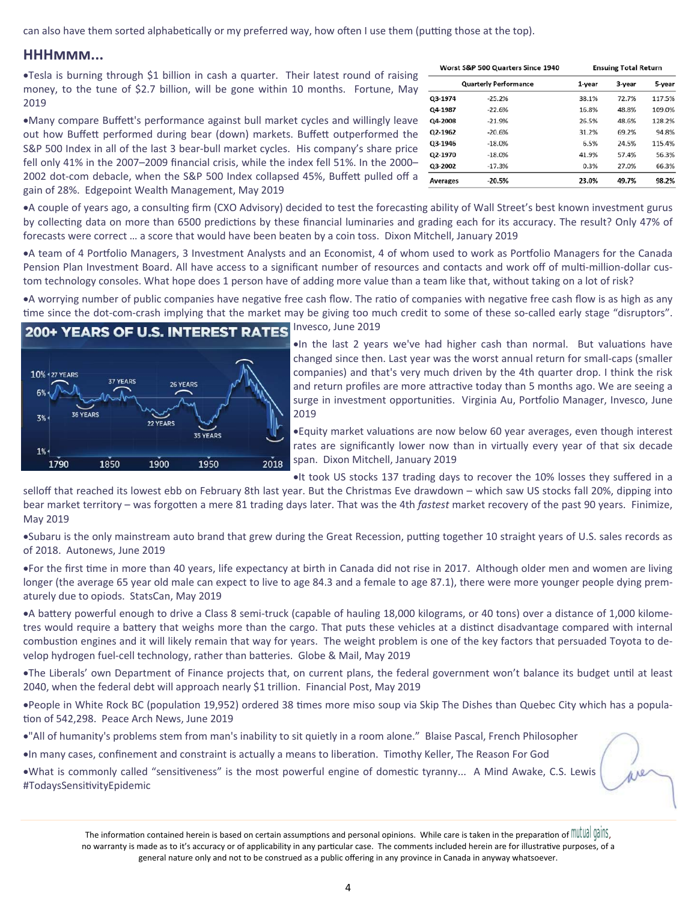can also have them sorted alphabetically or my preferred way, how often I use them (putting those at the top).

## HHHMMM...

| Worst S&P 500 Quarters Since 1940 | | Ensuing Total Return | | |
|---|---|---|---|---|
| | Quarterly Performance | 1-year | 3-year | 5-year |
| Q3-1974 | -25.2% | 38.1% | 72.7% | 117.5% |
| Q4-1987 | -22.6% | 16.8% | 48.8% | 109.0% |
| Q4-2008 | -21.9% | 26.5% | 48.6% | 128.2% |
| Q2-1962 | -20.6% | 31.2% | 69.2% | 94.8% |
| Q3-1946 | -18.0% | 6.5% | 24.5% | 115.4% |
| Q2-1970 | -18.0% | 41.9% | 57.4% | 56.3% |
| Q3-2002 | -17.3% | 0.3% | 27.0% | 66.3% |
| **Averages** | **-20.5%** | **23.0%** | **49.7%** | **98.2%** |

- Tesla is burning through $1 billion in cash a quarter. Their latest round of raising money, to the tune of $2.7 billion, will be gone within 10 months. Fortune, May 2019
- Many compare Buffett's performance against bull market cycles and willingly leave out how Buffett performed during bear (down) markets. Buffett outperformed the S&P 500 Index in all of the last 3 bear-bull market cycles. His company's share price fell only 41% in the 2007–2009 financial crisis, while the index fell 51%. In the 2000–2002 dot-com debacle, when the S&P 500 Index collapsed 45%, Buffett pulled off a gain of 28%. Edgepoint Wealth Management, May 2019
- A couple of years ago, a consulting firm (CXO Advisory) decided to test the forecasting ability of Wall Street's best known investment gurus by collecting data on more than 6500 predictions by these financial luminaries and grading each for its accuracy. The result? Only 47% of forecasts were correct … a score that would have been beaten by a coin toss. Dixon Mitchell, January 2019
- A team of 4 Portfolio Managers, 3 Investment Analysts and an Economist, 4 of whom used to work as Portfolio Managers for the Canada Pension Plan Investment Board. All have access to a significant number of resources and contacts and work off of multi-million-dollar custom technology consoles. What hope does 1 person have of adding more value than a team like that, without taking on a lot of risk?
- A worrying number of public companies have negative free cash flow. The ratio of companies with negative free cash flow is as high as any time since the dot-com-crash implying that the market may be giving too much credit to some of these so-called early stage "disruptors". Invesco, June 2019

200+ YEARS OF U.S. INTEREST RATES

10%
6%
3%
1%
27 YEARS
37 YEARS
26 YEARS
36 YEARS
22 YEARS
35 YEARS
1790
1850
1900
1950
2018

- In the last 2 years we've had higher cash than normal. But valuations have changed since then. Last year was the worst annual return for small-caps (smaller companies) and that's very much driven by the 4th quarter drop. I think the risk and return profiles are more attractive today than 5 months ago. We are seeing a surge in investment opportunities. Virginia Au, Portfolio Manager, Invesco, June 2019
- Equity market valuations are now below 60 year averages, even though interest rates are significantly lower now than in virtually every year of that six decade span. Dixon Mitchell, January 2019
- It took US stocks 137 trading days to recover the 10% losses they suffered in a selloff that reached its lowest ebb on February 8th last year. But the Christmas Eve drawdown – which saw US stocks fall 20%, dipping into bear market territory – was forgotten a mere 81 trading days later. That was the 4th *fastest* market recovery of the past 90 years. Finimize, May 2019
- Subaru is the only mainstream auto brand that grew during the Great Recession, putting together 10 straight years of U.S. sales records as of 2018. Autonews, June 2019
- For the first time in more than 40 years, life expectancy at birth in Canada did not rise in 2017. Although older men and women are living longer (the average 65 year old male can expect to live to age 84.3 and a female to age 87.1), there were more younger people dying prematurely due to opiods. StatsCan, May 2019
- A battery powerful enough to drive a Class 8 semi-truck (capable of hauling 18,000 kilograms, or 40 tons) over a distance of 1,000 kilometres would require a battery that weighs more than the cargo. That puts these vehicles at a distinct disadvantage compared with internal combustion engines and it will likely remain that way for years. The weight problem is one of the key factors that persuaded Toyota to develop hydrogen fuel-cell technology, rather than batteries. Globe & Mail, May 2019
- The Liberals' own Department of Finance projects that, on current plans, the federal government won't balance its budget until at least 2040, when the federal debt will approach nearly $1 trillion. Financial Post, May 2019
- People in White Rock BC (population 19,952) ordered 38 times more miso soup via Skip The Dishes than Quebec City which has a population of 542,298. Peace Arch News, June 2019
- "All of humanity's problems stem from man's inability to sit quietly in a room alone." Blaise Pascal, French Philosopher
- In many cases, confinement and constraint is actually a means to liberation. Timothy Keller, The Reason For God
- What is commonly called "sensitiveness" is the most powerful engine of domestic tyranny... A Mind Awake, C.S. Lewis #TodaysSensitivityEpidemic

The information contained herein is based on certain assumptions and personal opinions. While care is taken in the preparation of mutual gains, no warranty is made as to it's accuracy or of applicability in any particular case. The comments included herein are for illustrative purposes, of a general nature only and not to be construed as a public offering in any province in Canada in anyway whatsoever.